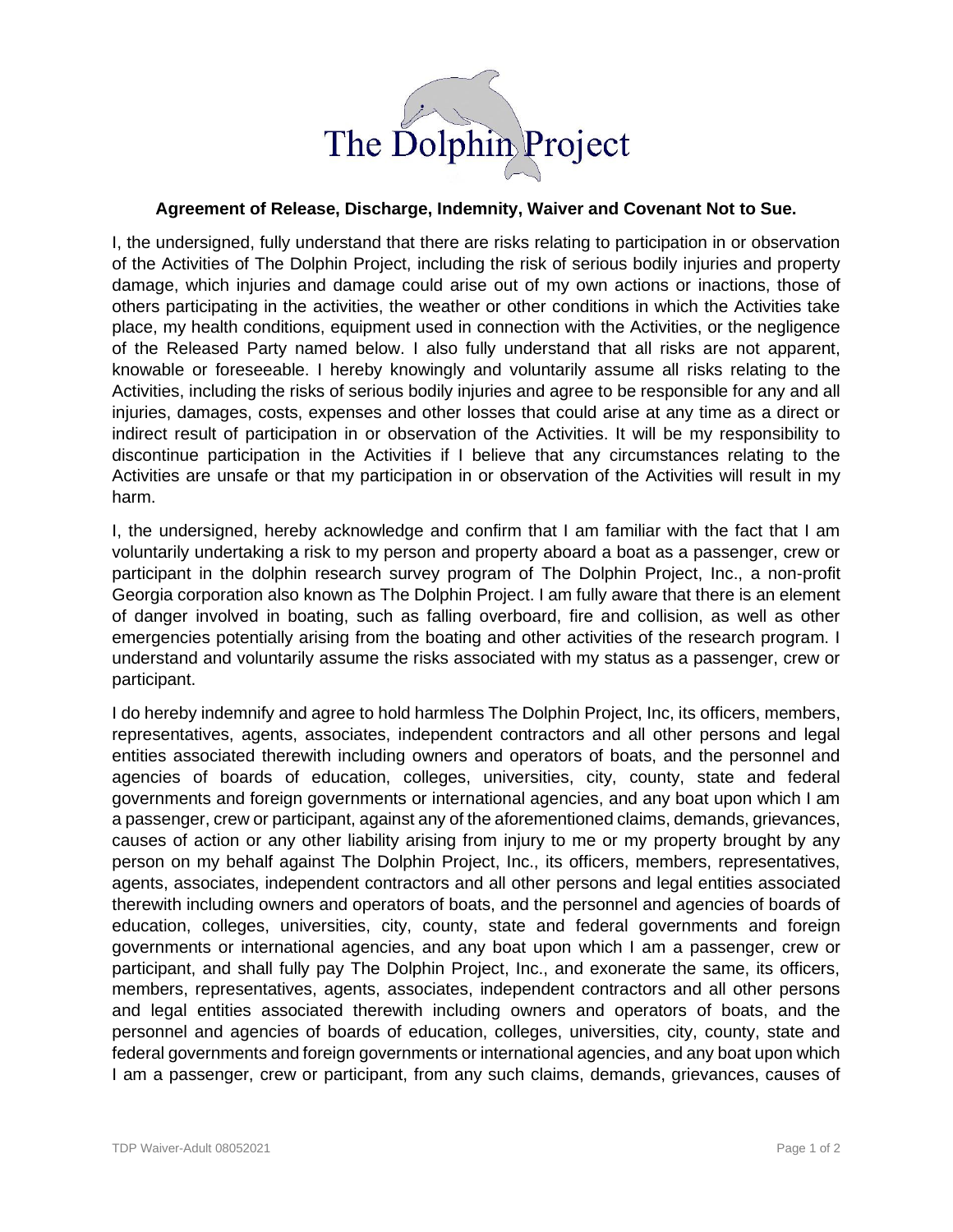The Dolphin Project

**Agreement of Release, Discharge, Indemnity, Waiver and Covenant Not to Sue.**

I, the undersigned, fully understand that there are risks relating to participation in or observation of the Activities of The Dolphin Project, including the risk of serious bodily injuries and property damage, which injuries and damage could arise out of my own actions or inactions, those of others participating in the activities, the weather or other conditions in which the Activities take place, my health conditions, equipment used in connection with the Activities, or the negligence of the Released Party named below. I also fully understand that all risks are not apparent, knowable or foreseeable. I hereby knowingly and voluntarily assume all risks relating to the Activities, including the risks of serious bodily injuries and agree to be responsible for any and all injuries, damages, costs, expenses and other losses that could arise at any time as a direct or indirect result of participation in or observation of the Activities. It will be my responsibility to discontinue participation in the Activities if I believe that any circumstances relating to the Activities are unsafe or that my participation in or observation of the Activities will result in my harm.

I, the undersigned, hereby acknowledge and confirm that I am familiar with the fact that I am voluntarily undertaking a risk to my person and property aboard a boat as a passenger, crew or participant in the dolphin research survey program of The Dolphin Project, Inc., a non-profit Georgia corporation also known as The Dolphin Project. I am fully aware that there is an element of danger involved in boating, such as falling overboard, fire and collision, as well as other emergencies potentially arising from the boating and other activities of the research program. I understand and voluntarily assume the risks associated with my status as a passenger, crew or participant.

I do hereby indemnify and agree to hold harmless The Dolphin Project, Inc, its officers, members, representatives, agents, associates, independent contractors and all other persons and legal entities associated therewith including owners and operators of boats, and the personnel and agencies of boards of education, colleges, universities, city, county, state and federal governments and foreign governments or international agencies, and any boat upon which I am a passenger, crew or participant, against any of the aforementioned claims, demands, grievances, causes of action or any other liability arising from injury to me or my property brought by any person on my behalf against The Dolphin Project, Inc., its officers, members, representatives, agents, associates, independent contractors and all other persons and legal entities associated therewith including owners and operators of boats, and the personnel and agencies of boards of education, colleges, universities, city, county, state and federal governments and foreign governments or international agencies, and any boat upon which I am a passenger, crew or participant, and shall fully pay The Dolphin Project, Inc., and exonerate the same, its officers, members, representatives, agents, associates, independent contractors and all other persons and legal entities associated therewith including owners and operators of boats, and the personnel and agencies of boards of education, colleges, universities, city, county, state and federal governments and foreign governments or international agencies, and any boat upon which I am a passenger, crew or participant, from any such claims, demands, grievances, causes of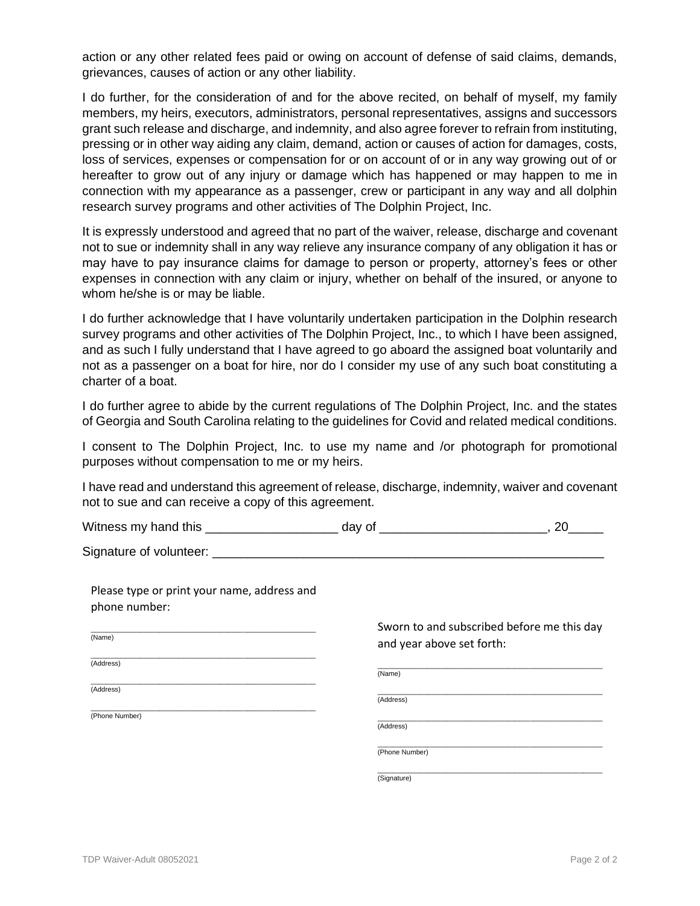action or any other related fees paid or owing on account of defense of said claims, demands, grievances, causes of action or any other liability.

I do further, for the consideration of and for the above recited, on behalf of myself, my family members, my heirs, executors, administrators, personal representatives, assigns and successors grant such release and discharge, and indemnity, and also agree forever to refrain from instituting, pressing or in other way aiding any claim, demand, action or causes of action for damages, costs, loss of services, expenses or compensation for or on account of or in any way growing out of or hereafter to grow out of any injury or damage which has happened or may happen to me in connection with my appearance as a passenger, crew or participant in any way and all dolphin research survey programs and other activities of The Dolphin Project, Inc.

It is expressly understood and agreed that no part of the waiver, release, discharge and covenant not to sue or indemnity shall in any way relieve any insurance company of any obligation it has or may have to pay insurance claims for damage to person or property, attorney's fees or other expenses in connection with any claim or injury, whether on behalf of the insured, or anyone to whom he/she is or may be liable.

I do further acknowledge that I have voluntarily undertaken participation in the Dolphin research survey programs and other activities of The Dolphin Project, Inc., to which I have been assigned, and as such I fully understand that I have agreed to go aboard the assigned boat voluntarily and not as a passenger on a boat for hire, nor do I consider my use of any such boat constituting a charter of a boat.

I do further agree to abide by the current regulations of The Dolphin Project, Inc. and the states of Georgia and South Carolina relating to the guidelines for Covid and related medical conditions.

I consent to The Dolphin Project, Inc. to use my name and /or photograph for promotional purposes without compensation to me or my heirs.

I have read and understand this agreement of release, discharge, indemnity, waiver and covenant not to sue and can receive a copy of this agreement.

Witness my hand this ___________________ day of ________________________, 20_____

Signature of volunteer: __________________________________________________________

Please type or print your name, address and phone number:

__________________________________________
(Name)

__________________________________________
(Address)

__________________________________________
(Address)

__________________________________________
(Phone Number)

Sworn to and subscribed before me this day and year above set forth:

__________________________________________
(Name)

__________________________________________
(Address)

__________________________________________
(Address)

__________________________________________
(Phone Number)

__________________________________________
(Signature)

TDP Waiver-Adult 08052021